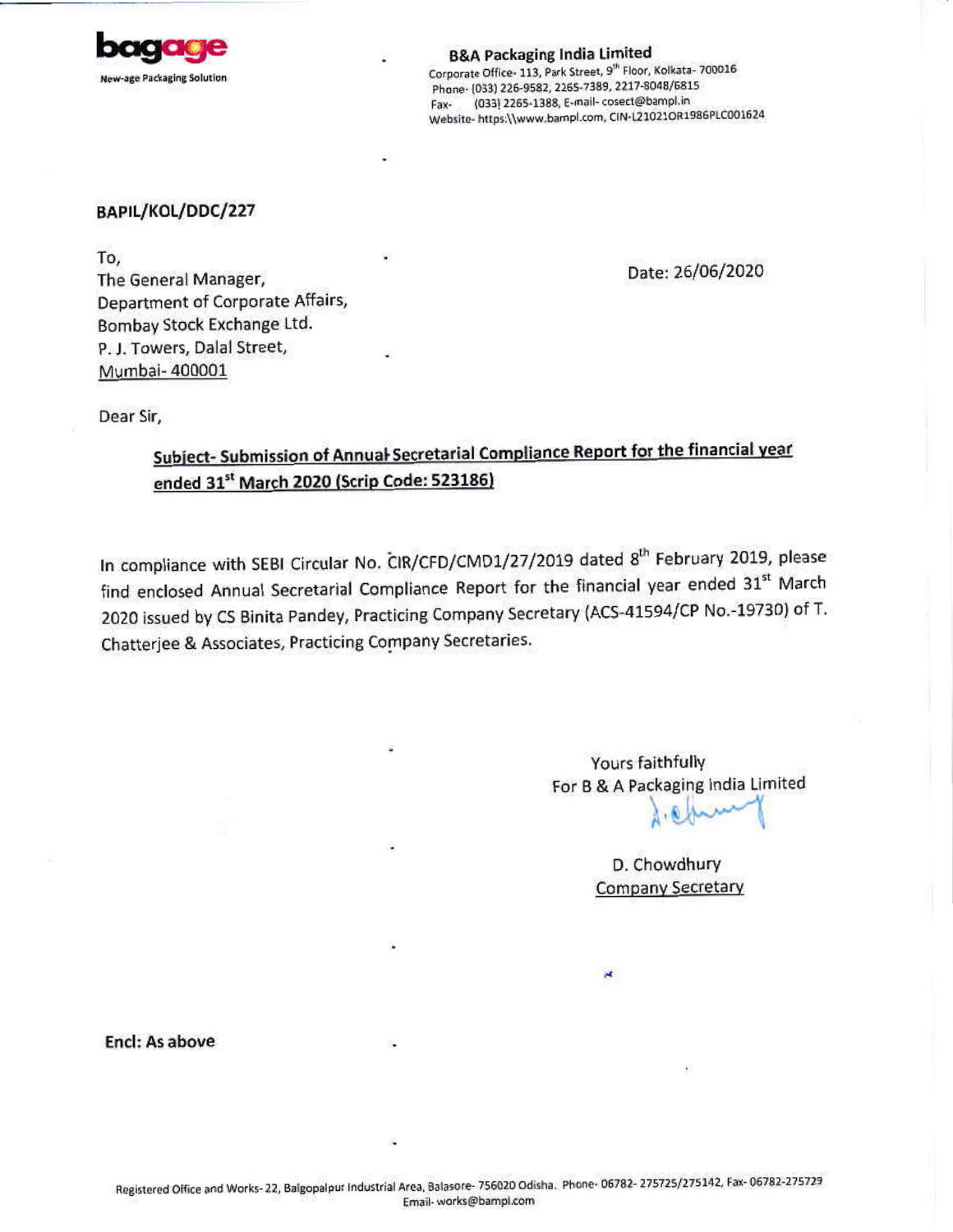**bagage**
New-age Packaging Solution

**B&A Packaging India Limited**
Corporate Office- 113, Park Street, 9th Floor, Kolkata- 700016
Phone- (033) 226-9582, 2265-7389, 2217-8048/6815
Fax- (033) 2265-1388, E-mail- cosect@bampl.in
Website- https:\\www.bampl.com, CIN-L21021OR1986PLC001624

**BAPIL/KOL/DDC/227**

To,
The General Manager,
Department of Corporate Affairs,
Bombay Stock Exchange Ltd.
P. J. Towers, Dalal Street,
Mumbai- 400001

Date: 26/06/2020

Dear Sir,

**Subject- Submission of Annual Secretarial Compliance Report for the financial year ended 31st March 2020 (Scrip Code: 523186)**

In compliance with SEBI Circular No. CIR/CFD/CMD1/27/2019 dated 8th February 2019, please find enclosed Annual Secretarial Compliance Report for the financial year ended 31st March 2020 issued by CS Binita Pandey, Practicing Company Secretary (ACS-41594/CP No.-19730) of T. Chatterjee & Associates, Practicing Company Secretaries.

Yours faithfully
For B & A Packaging India Limited

D. Chowdhury
Company Secretary

**Encl: As above**

Registered Office and Works- 22, Balgopalpur Industrial Area, Balasore- 756020 Odisha. Phone- 06782- 275725/275142, Fax- 06782-275729
Email- works@bampl.com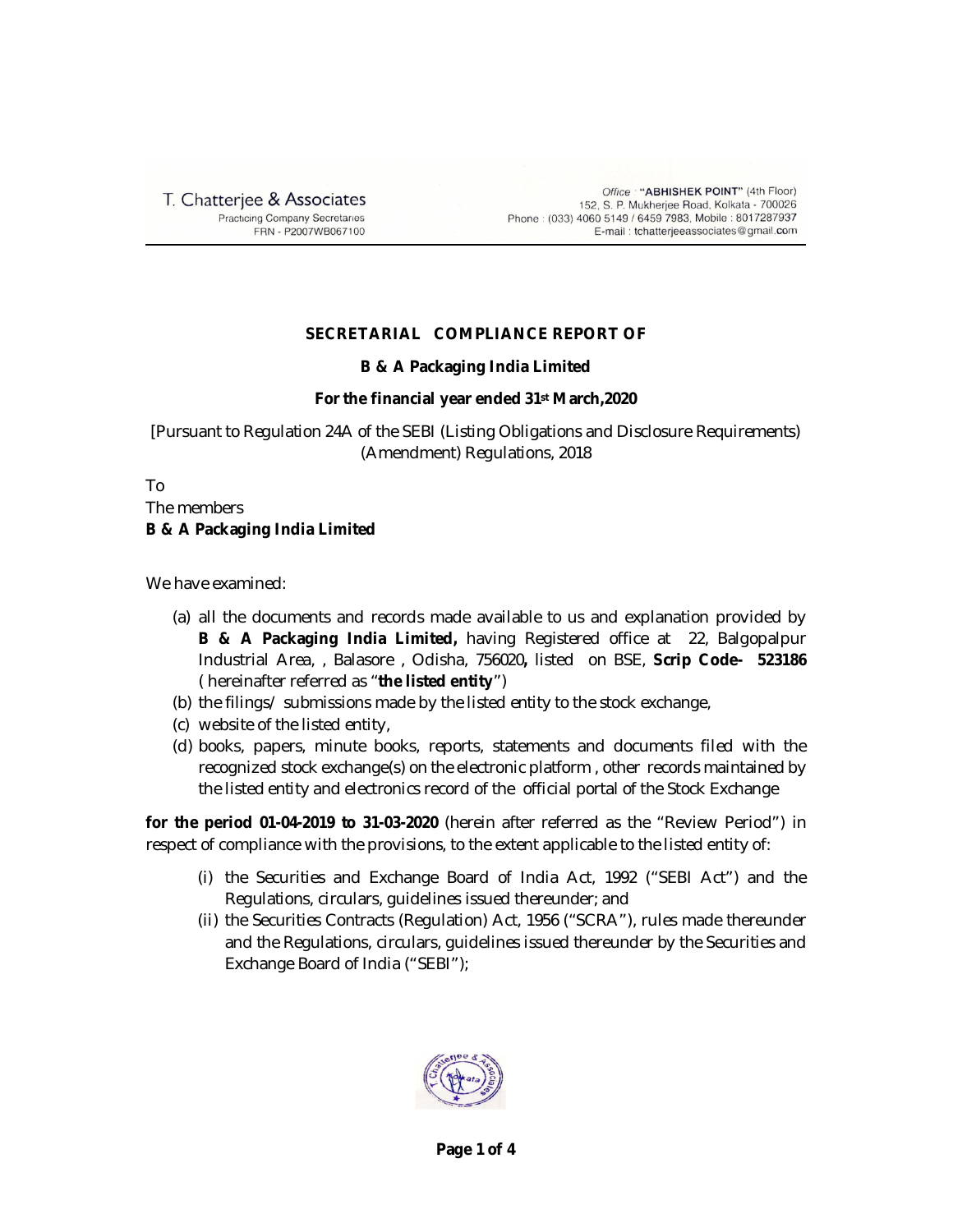**SECRETARIAL COMPLIANCE REPORT OF**

**B & A Packaging India Limited**

**For the financial year ended 31st March,2020**

[Pursuant to Regulation 24A of the SEBI (Listing Obligations and Disclosure Requirements) (Amendment) Regulations, 2018

To
The members
**B & A Packaging India Limited**

We have examined:

(a) all the documents and records made available to us and explanation provided by **B & A Packaging India Limited,** having Registered office at 22, Balgopalpur Industrial Area, , Balasore , Odisha, 756020**,** listed on BSE, **Scrip Code- 523186** ( hereinafter referred as "**the listed entity**")
(b) the filings/ submissions made by the listed entity to the stock exchange,
(c) website of the listed entity,
(d) books, papers, minute books, reports, statements and documents filed with the recognized stock exchange(s) on the electronic platform , other records maintained by the listed entity and electronics record of the official portal of the Stock Exchange

**for the period 01-04-2019 to 31-03-2020** (herein after referred as the "Review Period") in respect of compliance with the provisions, to the extent applicable to the listed entity of:

(i) the Securities and Exchange Board of India Act, 1992 ("SEBI Act") and the Regulations, circulars, guidelines issued thereunder; and
(ii) the Securities Contracts (Regulation) Act, 1956 ("SCRA"), rules made thereunder and the Regulations, circulars, guidelines issued thereunder by the Securities and Exchange Board of India ("SEBI");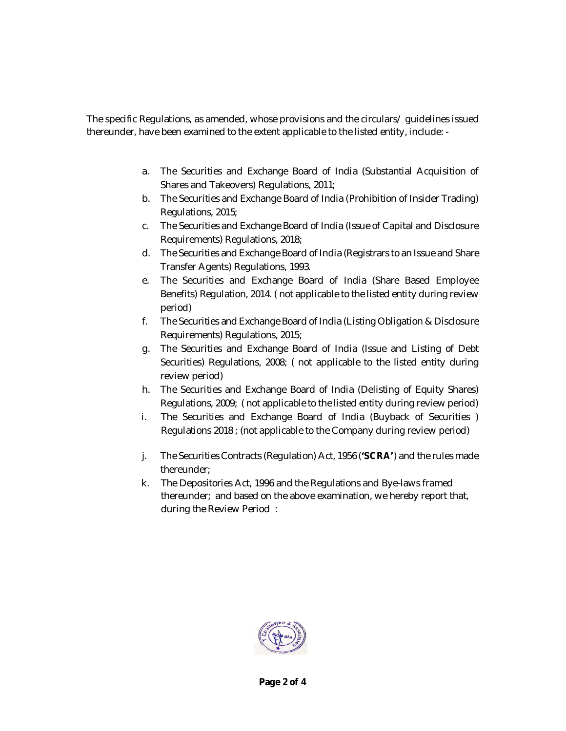The specific Regulations, as amended, whose provisions and the circulars/ guidelines issued thereunder, have been examined to the extent applicable to the listed entity, include: -

a. The Securities and Exchange Board of India (Substantial Acquisition of Shares and Takeovers) Regulations, 2011;
b. The Securities and Exchange Board of India (Prohibition of Insider Trading) Regulations, 2015;
c. The Securities and Exchange Board of India (Issue of Capital and Disclosure Requirements) Regulations, 2018;
d. The Securities and Exchange Board of India (Registrars to an Issue and Share Transfer Agents) Regulations, 1993.
e. The Securities and Exchange Board of India (Share Based Employee Benefits) Regulation, 2014. ( not applicable to the listed entity during review period)
f. The Securities and Exchange Board of India (Listing Obligation & Disclosure Requirements) Regulations, 2015;
g. The Securities and Exchange Board of India (Issue and Listing of Debt Securities) Regulations, 2008; ( not applicable to the listed entity during review period)
h. The Securities and Exchange Board of India (Delisting of Equity Shares) Regulations, 2009; ( not applicable to the listed entity during review period)
i. The Securities and Exchange Board of India (Buyback of Securities ) Regulations 2018 ; (not applicable to the Company during review period)
j. The Securities Contracts (Regulation) Act, 1956 (**'SCRA'**) and the rules made thereunder;
k. The Depositories Act, 1996 and the Regulations and Bye-laws framed thereunder; and based on the above examination, we hereby report that, during the Review Period :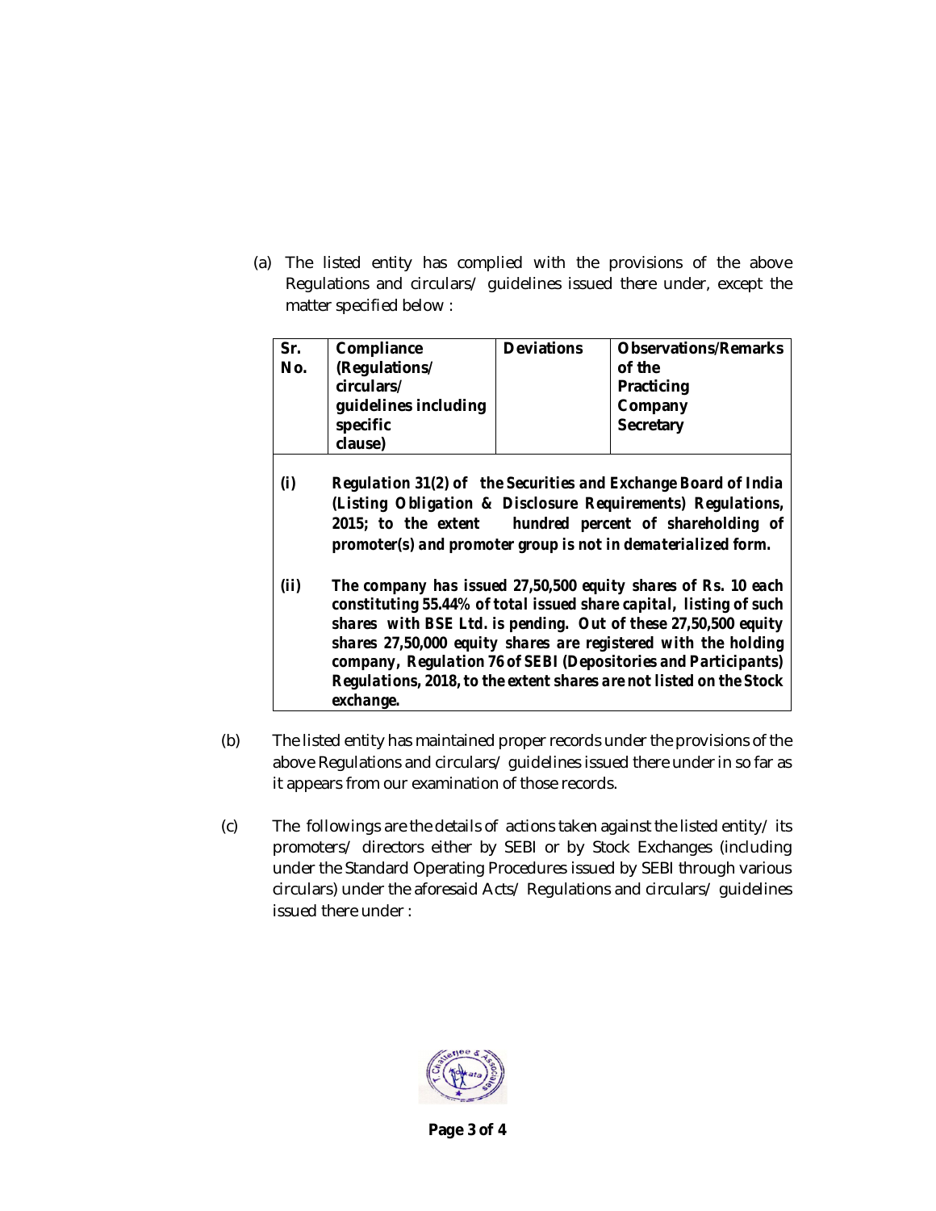(a) The listed entity has complied with the provisions of the above Regulations and circulars/ guidelines issued there under, except the matter specified below :

| Sr. No. | Compliance (Regulations/ circulars/ guidelines including specific clause) | Deviations | Observations/Remarks of the Practicing Company Secretary |
|---|---|---|---|
| **(i)** | ***Regulation 31(2) of the Securities and Exchange Board of India (Listing Obligation & Disclosure Requirements) Regulations, 2015; to the extent hundred percent of shareholding of promoter(s) and promoter group is not in dematerialized form.*** | | |
| **(ii)** | ***The company has issued 27,50,500 equity shares of Rs. 10 each constituting 55.44% of total issued share capital, listing of such shares with BSE Ltd. is pending. Out of these 27,50,500 equity shares 27,50,000 equity shares are registered with the holding company, Regulation 76 of SEBI (Depositories and Participants) Regulations, 2018, to the extent shares are not listed on the Stock exchange.*** | | |

(b) The listed entity has maintained proper records under the provisions of the above Regulations and circulars/ guidelines issued there under in so far as it appears from our examination of those records.

(c) The followings are the details of actions taken against the listed entity/ its promoters/ directors either by SEBI or by Stock Exchanges (including under the Standard Operating Procedures issued by SEBI through various circulars) under the aforesaid Acts/ Regulations and circulars/ guidelines issued there under :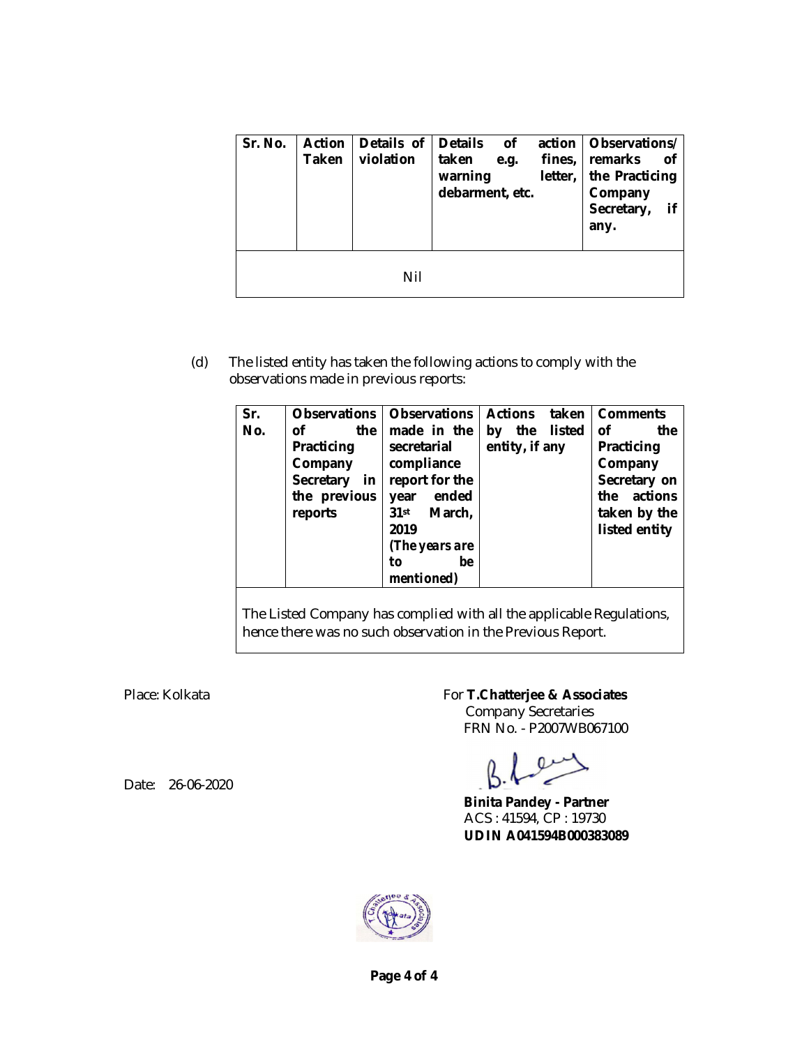| Sr. No. | Action Taken | Details of violation | Details of action taken e.g. fines, warning letter, debarment, etc. | Observations/ remarks of the Practicing Company Secretary, if any. |
| --- | --- | --- | --- | --- |
| Nil | | | | |

(d) The listed entity has taken the following actions to comply with the observations made in previous reports:

| Sr. No. | Observations of the Practicing Company Secretary in the previous reports | Observations made in the secretarial compliance report for the year ended 31st March, 2019 *(The years are to be mentioned)* | Actions taken by the listed entity, if any | Comments of the Practicing Company Secretary on the actions taken by the listed entity |
| --- | --- | --- | --- | --- |
| The Listed Company has complied with all the applicable Regulations, hence there was no such observation in the Previous Report. | | | | |

Place: Kolkata

Date: 26-06-2020

For **T.Chatterjee & Associates**
Company Secretaries
FRN No. - P2007WB067100

**Binita Pandey - Partner**
ACS : 41594, CP : 19730
**UDIN A041594B000383089**